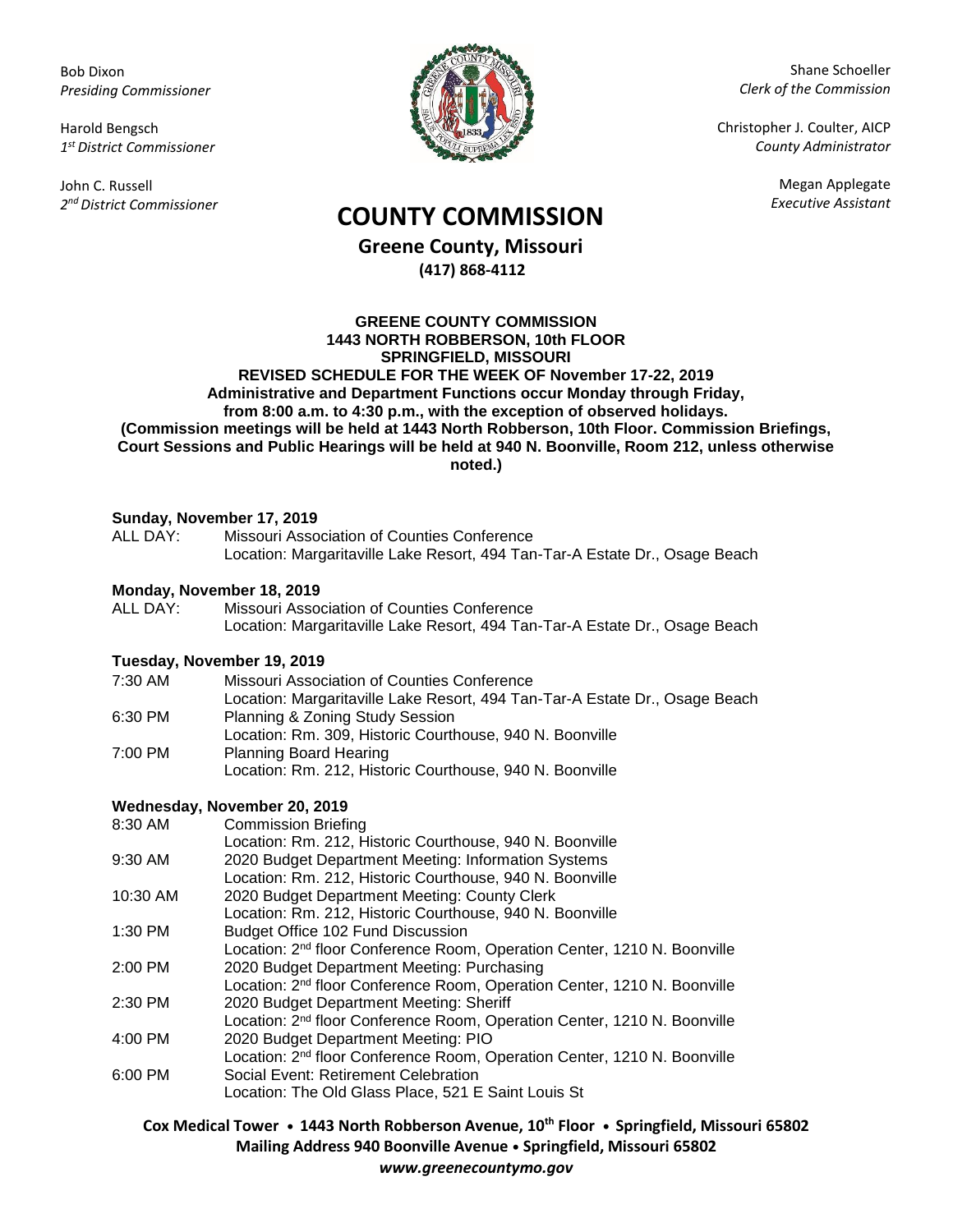Bob Dixon
*Presiding Commissioner*

Harold Bengsch
*1st District Commissioner*

John C. Russell
*2nd District Commissioner*

Shane Schoeller
*Clerk of the Commission*

Christopher J. Coulter, AICP
*County Administrator*

Megan Applegate
*Executive Assistant*

# COUNTY COMMISSION

**Greene County, Missouri**
**(417) 868-4112**

**GREENE COUNTY COMMISSION**
**1443 NORTH ROBBERSON, 10th FLOOR**
**SPRINGFIELD, MISSOURI**
**REVISED SCHEDULE FOR THE WEEK OF November 17-22, 2019**
**Administrative and Department Functions occur Monday through Friday, from 8:00 a.m. to 4:30 p.m., with the exception of observed holidays.**
**(Commission meetings will be held at 1443 North Robberson, 10th Floor. Commission Briefings, Court Sessions and Public Hearings will be held at 940 N. Boonville, Room 212, unless otherwise noted.)**

**Sunday, November 17, 2019**

| | |
|---|---|
| ALL DAY: | Missouri Association of Counties Conference<br>Location: Margaritaville Lake Resort, 494 Tan-Tar-A Estate Dr., Osage Beach |

**Monday, November 18, 2019**

| | |
|---|---|
| ALL DAY: | Missouri Association of Counties Conference<br>Location: Margaritaville Lake Resort, 494 Tan-Tar-A Estate Dr., Osage Beach |

**Tuesday, November 19, 2019**

| | |
|---|---|
| 7:30 AM | Missouri Association of Counties Conference<br>Location: Margaritaville Lake Resort, 494 Tan-Tar-A Estate Dr., Osage Beach |
| 6:30 PM | Planning & Zoning Study Session<br>Location: Rm. 309, Historic Courthouse, 940 N. Boonville |
| 7:00 PM | Planning Board Hearing<br>Location: Rm. 212, Historic Courthouse, 940 N. Boonville |

**Wednesday, November 20, 2019**

| | |
|---|---|
| 8:30 AM | Commission Briefing<br>Location: Rm. 212, Historic Courthouse, 940 N. Boonville |
| 9:30 AM | 2020 Budget Department Meeting: Information Systems<br>Location: Rm. 212, Historic Courthouse, 940 N. Boonville |
| 10:30 AM | 2020 Budget Department Meeting: County Clerk<br>Location: Rm. 212, Historic Courthouse, 940 N. Boonville |
| 1:30 PM | Budget Office 102 Fund Discussion<br>Location: 2nd floor Conference Room, Operation Center, 1210 N. Boonville |
| 2:00 PM | 2020 Budget Department Meeting: Purchasing<br>Location: 2nd floor Conference Room, Operation Center, 1210 N. Boonville |
| 2:30 PM | 2020 Budget Department Meeting: Sheriff<br>Location: 2nd floor Conference Room, Operation Center, 1210 N. Boonville |
| 4:00 PM | 2020 Budget Department Meeting: PIO<br>Location: 2nd floor Conference Room, Operation Center, 1210 N. Boonville |
| 6:00 PM | Social Event: Retirement Celebration<br>Location: The Old Glass Place, 521 E Saint Louis St |

**Cox Medical Tower • 1443 North Robberson Avenue, 10th Floor • Springfield, Missouri 65802**
**Mailing Address 940 Boonville Avenue • Springfield, Missouri 65802**
***www.greenecountymo.gov***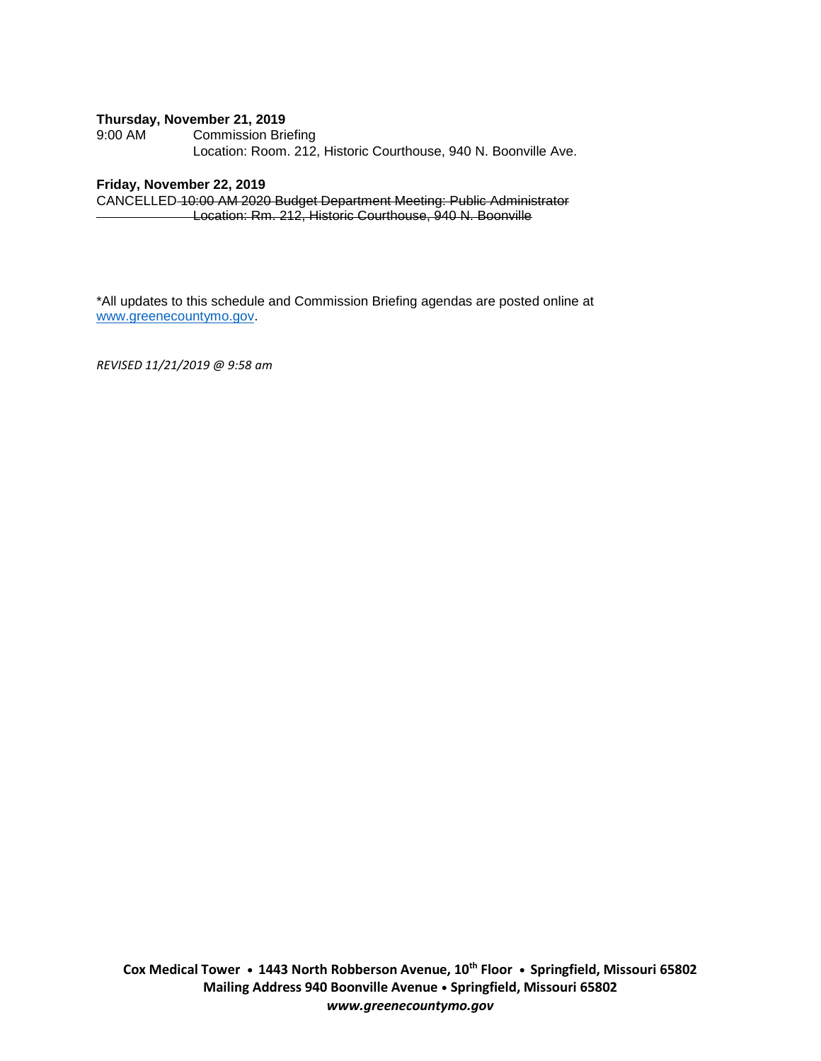**Thursday, November 21, 2019**

9:00 AM Commission Briefing
Location: Room. 212, Historic Courthouse, 940 N. Boonville Ave.

**Friday, November 22, 2019**

CANCELLED ~~10:00 AM 2020 Budget Department Meeting: Public Administrator~~
~~Location: Rm. 212, Historic Courthouse, 940 N. Boonville~~

*All updates to this schedule and Commission Briefing agendas are posted online at www.greenecountymo.gov.

*REVISED 11/21/2019 @ 9:58 am*

**Cox Medical Tower • 1443 North Robberson Avenue, 10th Floor • Springfield, Missouri 65802**
**Mailing Address 940 Boonville Avenue • Springfield, Missouri 65802**
***www.greenecountymo.gov***